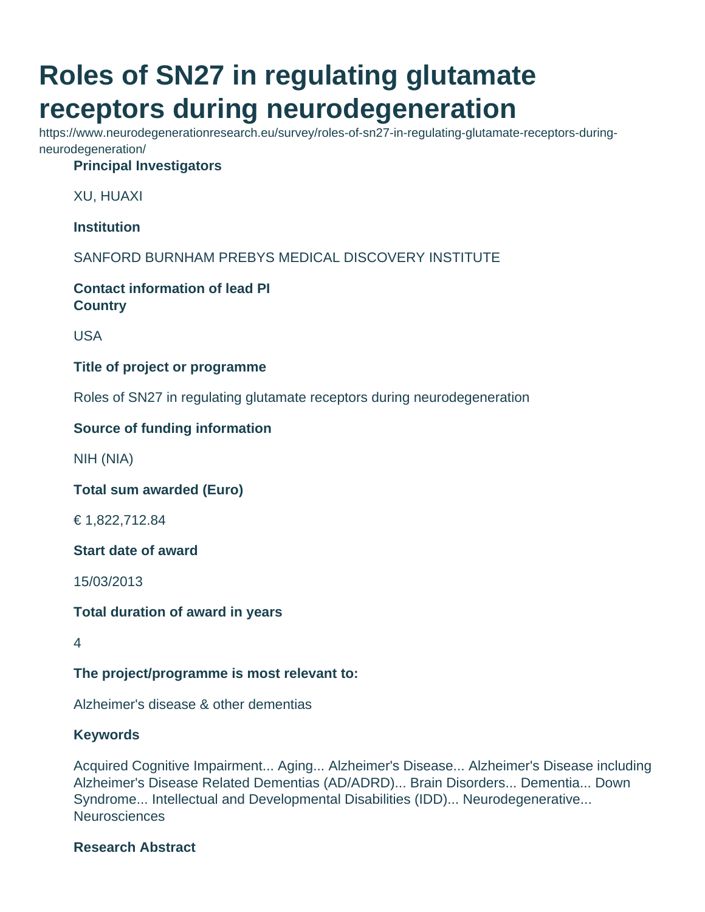# Roles of SN27 in regulating glutamate receptors during neurodegeneration

https://www.neurodegenerationresearch.eu/survey/roles-of-sn27-in-regulating-glutamate-receptors-during-neurodegeneration/

**Principal Investigators**

XU, HUAXI

**Institution**

SANFORD BURNHAM PREBYS MEDICAL DISCOVERY INSTITUTE

**Contact information of lead PI**

**Country**

USA

**Title of project or programme**

Roles of SN27 in regulating glutamate receptors during neurodegeneration

**Source of funding information**

NIH (NIA)

**Total sum awarded (Euro)**

€ 1,822,712.84

**Start date of award**

15/03/2013

**Total duration of award in years**

4

**The project/programme is most relevant to:**

Alzheimer's disease & other dementias

**Keywords**

Acquired Cognitive Impairment... Aging... Alzheimer's Disease... Alzheimer's Disease including Alzheimer's Disease Related Dementias (AD/ADRD)... Brain Disorders... Dementia... Down Syndrome... Intellectual and Developmental Disabilities (IDD)... Neurodegenerative... Neurosciences

**Research Abstract**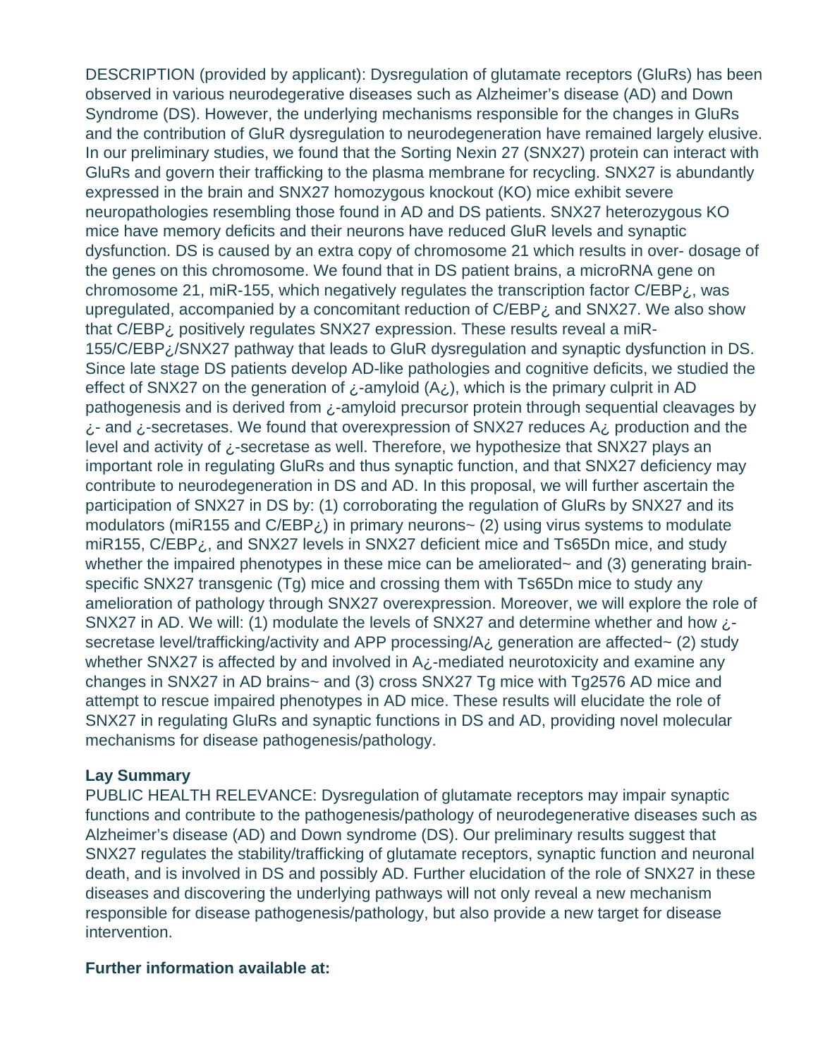DESCRIPTION (provided by applicant): Dysregulation of glutamate receptors (GluRs) has been observed in various neurodegerative diseases such as Alzheimer's disease (AD) and Down Syndrome (DS). However, the underlying mechanisms responsible for the changes in GluRs and the contribution of GluR dysregulation to neurodegeneration have remained largely elusive. In our preliminary studies, we found that the Sorting Nexin 27 (SNX27) protein can interact with GluRs and govern their trafficking to the plasma membrane for recycling. SNX27 is abundantly expressed in the brain and SNX27 homozygous knockout (KO) mice exhibit severe neuropathologies resembling those found in AD and DS patients. SNX27 heterozygous KO mice have memory deficits and their neurons have reduced GluR levels and synaptic dysfunction. DS is caused by an extra copy of chromosome 21 which results in over- dosage of the genes on this chromosome. We found that in DS patient brains, a microRNA gene on chromosome 21, miR-155, which negatively regulates the transcription factor C/EBP¿, was upregulated, accompanied by a concomitant reduction of C/EBP¿ and SNX27. We also show that C/EBP¿ positively regulates SNX27 expression. These results reveal a miR-155/C/EBP¿/SNX27 pathway that leads to GluR dysregulation and synaptic dysfunction in DS. Since late stage DS patients develop AD-like pathologies and cognitive deficits, we studied the effect of SNX27 on the generation of ¿-amyloid (A¿), which is the primary culprit in AD pathogenesis and is derived from ¿-amyloid precursor protein through sequential cleavages by ¿- and ¿-secretases. We found that overexpression of SNX27 reduces A¿ production and the level and activity of ¿-secretase as well. Therefore, we hypothesize that SNX27 plays an important role in regulating GluRs and thus synaptic function, and that SNX27 deficiency may contribute to neurodegeneration in DS and AD. In this proposal, we will further ascertain the participation of SNX27 in DS by: (1) corroborating the regulation of GluRs by SNX27 and its modulators (miR155 and C/EBP¿) in primary neurons~ (2) using virus systems to modulate miR155, C/EBP¿, and SNX27 levels in SNX27 deficient mice and Ts65Dn mice, and study whether the impaired phenotypes in these mice can be ameliorated~ and (3) generating brain-specific SNX27 transgenic (Tg) mice and crossing them with Ts65Dn mice to study any amelioration of pathology through SNX27 overexpression. Moreover, we will explore the role of SNX27 in AD. We will: (1) modulate the levels of SNX27 and determine whether and how ¿-secretase level/trafficking/activity and APP processing/A¿ generation are affected~ (2) study whether SNX27 is affected by and involved in A¿-mediated neurotoxicity and examine any changes in SNX27 in AD brains~ and (3) cross SNX27 Tg mice with Tg2576 AD mice and attempt to rescue impaired phenotypes in AD mice. These results will elucidate the role of SNX27 in regulating GluRs and synaptic functions in DS and AD, providing novel molecular mechanisms for disease pathogenesis/pathology.

**Lay Summary**

PUBLIC HEALTH RELEVANCE: Dysregulation of glutamate receptors may impair synaptic functions and contribute to the pathogenesis/pathology of neurodegenerative diseases such as Alzheimer's disease (AD) and Down syndrome (DS). Our preliminary results suggest that SNX27 regulates the stability/trafficking of glutamate receptors, synaptic function and neuronal death, and is involved in DS and possibly AD. Further elucidation of the role of SNX27 in these diseases and discovering the underlying pathways will not only reveal a new mechanism responsible for disease pathogenesis/pathology, but also provide a new target for disease intervention.

**Further information available at:**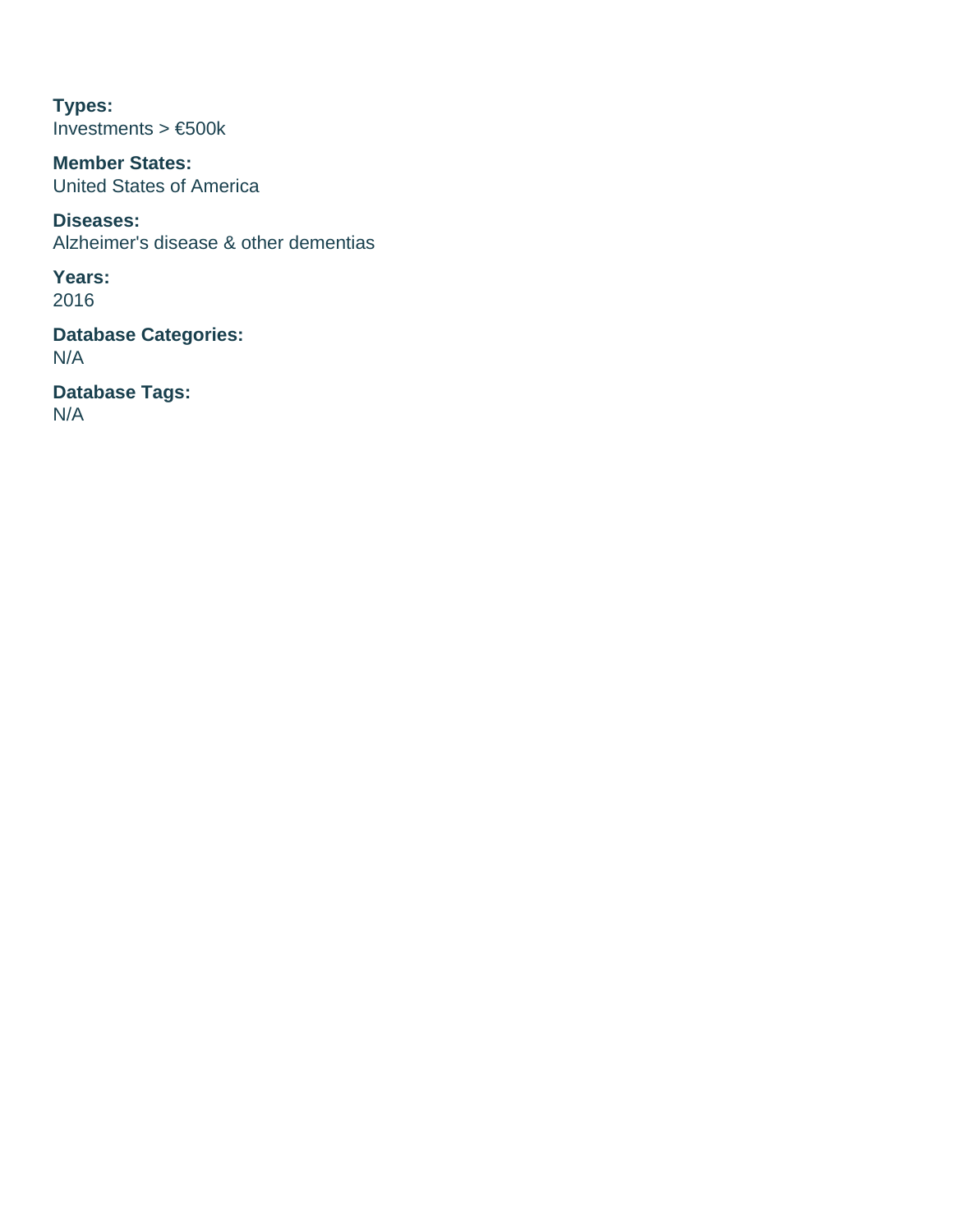**Types:**
Investments > €500k

**Member States:**
United States of America

**Diseases:**
Alzheimer's disease & other dementias

**Years:**
2016

**Database Categories:**
N/A

**Database Tags:**
N/A